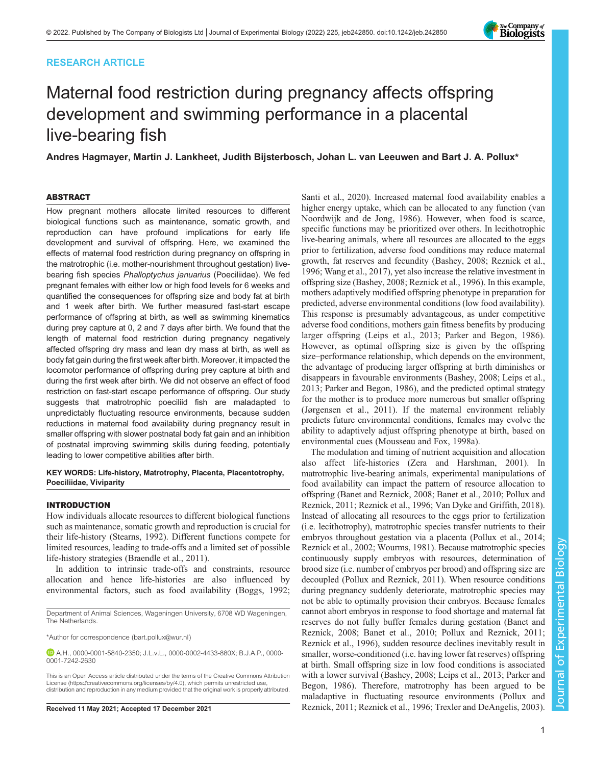RESEARCH ARTICLE

# Maternal food restriction during pregnancy affects offspring development and swimming performance in a placental live-bearing fish

**Andres Hagmayer, Martin J. Lankheet, Judith Bijsterbosch, Johan L. van Leeuwen and Bart J. A. Pollux***

## ABSTRACT

How pregnant mothers allocate limited resources to different biological functions such as maintenance, somatic growth, and reproduction can have profound implications for early life development and survival of offspring. Here, we examined the effects of maternal food restriction during pregnancy on offspring in the matrotrophic (i.e. mother-nourishment throughout gestation) live-bearing fish species *Phalloptychus januarius* (Poeciliidae). We fed pregnant females with either low or high food levels for 6 weeks and quantified the consequences for offspring size and body fat at birth and 1 week after birth. We further measured fast-start escape performance of offspring at birth, as well as swimming kinematics during prey capture at 0, 2 and 7 days after birth. We found that the length of maternal food restriction during pregnancy negatively affected offspring dry mass and lean dry mass at birth, as well as body fat gain during the first week after birth. Moreover, it impacted the locomotor performance of offspring during prey capture at birth and during the first week after birth. We did not observe an effect of food restriction on fast-start escape performance of offspring. Our study suggests that matrotrophic poeciliid fish are maladapted to unpredictably fluctuating resource environments, because sudden reductions in maternal food availability during pregnancy result in smaller offspring with slower postnatal body fat gain and an inhibition of postnatal improving swimming skills during feeding, potentially leading to lower competitive abilities after birth.

**KEY WORDS: Life-history, Matrotrophy, Placenta, Placentotrophy, Poeciliidae, Viviparity**

## INTRODUCTION

How individuals allocate resources to different biological functions such as maintenance, somatic growth and reproduction is crucial for their life-history (Stearns, 1992). Different functions compete for limited resources, leading to trade-offs and a limited set of possible life-history strategies (Braendle et al., 2011).

In addition to intrinsic trade-offs and constraints, resource allocation and hence life-histories are also influenced by environmental factors, such as food availability (Boggs, 1992; Santi et al., 2020). Increased maternal food availability enables a higher energy uptake, which can be allocated to any function (van Noordwijk and de Jong, 1986). However, when food is scarce, specific functions may be prioritized over others. In lecithotrophic live-bearing animals, where all resources are allocated to the eggs prior to fertilization, adverse food conditions may reduce maternal growth, fat reserves and fecundity (Bashey, 2008; Reznick et al., 1996; Wang et al., 2017), yet also increase the relative investment in offspring size (Bashey, 2008; Reznick et al., 1996). In this example, mothers adaptively modified offspring phenotype in preparation for predicted, adverse environmental conditions (low food availability). This response is presumably advantageous, as under competitive adverse food conditions, mothers gain fitness benefits by producing larger offspring (Leips et al., 2013; Parker and Begon, 1986). However, as optimal offspring size is given by the offspring size–performance relationship, which depends on the environment, the advantage of producing larger offspring at birth diminishes or disappears in favourable environments (Bashey, 2008; Leips et al., 2013; Parker and Begon, 1986), and the predicted optimal strategy for the mother is to produce more numerous but smaller offspring (Jørgensen et al., 2011). If the maternal environment reliably predicts future environmental conditions, females may evolve the ability to adaptively adjust offspring phenotype at birth, based on environmental cues (Mousseau and Fox, 1998a).

The modulation and timing of nutrient acquisition and allocation also affect life-histories (Zera and Harshman, 2001). In matrotrophic live-bearing animals, experimental manipulations of food availability can impact the pattern of resource allocation to offspring (Banet and Reznick, 2008; Banet et al., 2010; Pollux and Reznick, 2011; Reznick et al., 1996; Van Dyke and Griffith, 2018). Instead of allocating all resources to the eggs prior to fertilization (i.e. lecithotrophy), matrotrophic species transfer nutrients to their embryos throughout gestation via a placenta (Pollux et al., 2014; Reznick et al., 2002; Wourms, 1981). Because matrotrophic species continuously supply embryos with resources, determination of brood size (i.e. number of embryos per brood) and offspring size are decoupled (Pollux and Reznick, 2011). When resource conditions during pregnancy suddenly deteriorate, matrotrophic species may not be able to optimally provision their embryos. Because females cannot abort embryos in response to food shortage and maternal fat reserves do not fully buffer females during gestation (Banet and Reznick, 2008; Banet et al., 2010; Pollux and Reznick, 2011; Reznick et al., 1996), sudden resource declines inevitably result in smaller, worse-conditioned (i.e. having lower fat reserves) offspring at birth. Small offspring size in low food conditions is associated with a lower survival (Bashey, 2008; Leips et al., 2013; Parker and Begon, 1986). Therefore, matrotrophy has been argued to be maladaptive in fluctuating resource environments (Pollux and Reznick, 2011; Reznick et al., 1996; Trexler and DeAngelis, 2003).

Department of Animal Sciences, Wageningen University, 6708 WD Wageningen, The Netherlands.

*Author for correspondence (bart.pollux@wur.nl)

A.H., 0000-0001-5840-2350; J.L.v.L., 0000-0002-4433-880X; B.J.A.P., 0000-0001-7242-2630

This is an Open Access article distributed under the terms of the Creative Commons Attribution License (https://creativecommons.org/licenses/by/4.0), which permits unrestricted use, distribution and reproduction in any medium provided that the original work is properly attributed.

Received 11 May 2021; Accepted 17 December 2021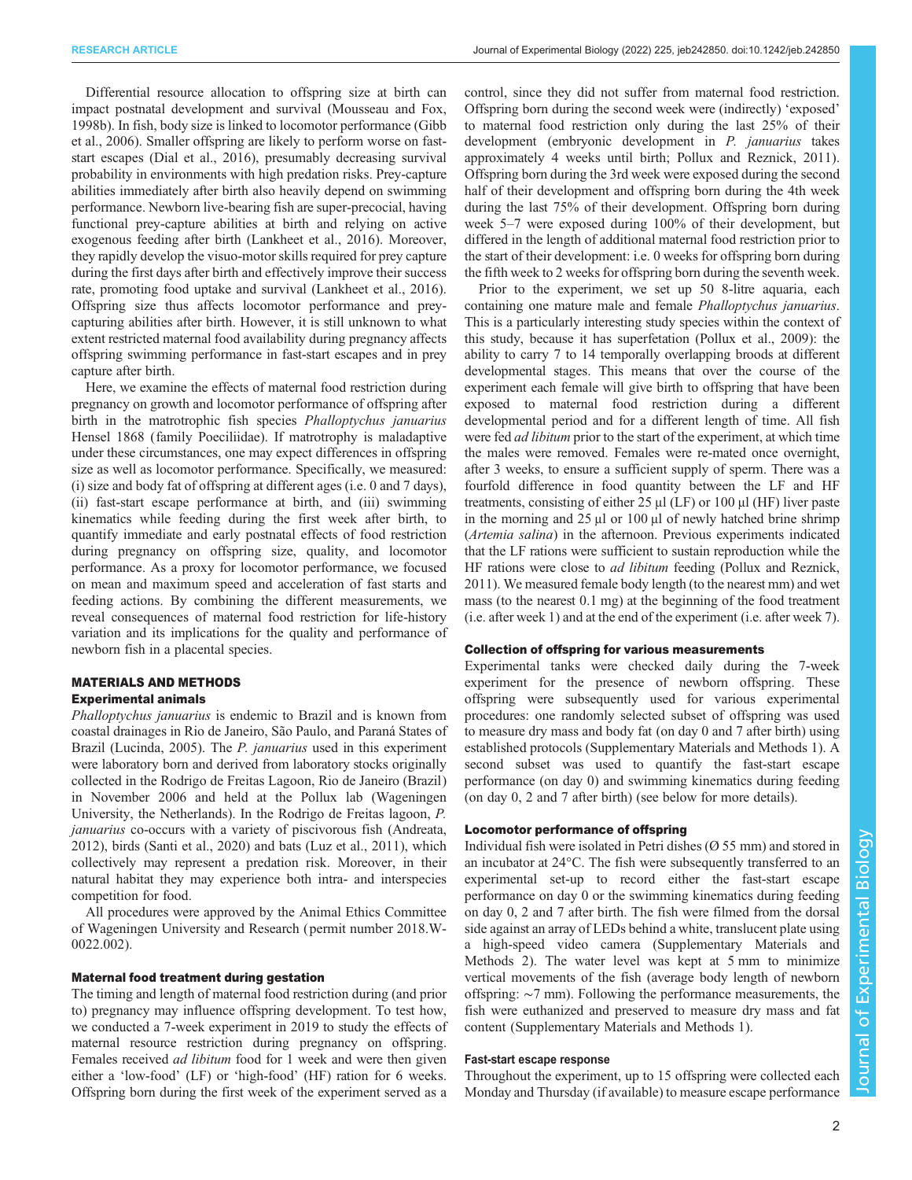Differential resource allocation to offspring size at birth can impact postnatal development and survival (Mousseau and Fox, 1998b). In fish, body size is linked to locomotor performance (Gibb et al., 2006). Smaller offspring are likely to perform worse on fast-start escapes (Dial et al., 2016), presumably decreasing survival probability in environments with high predation risks. Prey-capture abilities immediately after birth also heavily depend on swimming performance. Newborn live-bearing fish are super-precocial, having functional prey-capture abilities at birth and relying on active exogenous feeding after birth (Lankheet et al., 2016). Moreover, they rapidly develop the visuo-motor skills required for prey capture during the first days after birth and effectively improve their success rate, promoting food uptake and survival (Lankheet et al., 2016). Offspring size thus affects locomotor performance and prey-capturing abilities after birth. However, it is still unknown to what extent restricted maternal food availability during pregnancy affects offspring swimming performance in fast-start escapes and in prey capture after birth.

Here, we examine the effects of maternal food restriction during pregnancy on growth and locomotor performance of offspring after birth in the matrotrophic fish species *Phalloptychus januarius* Hensel 1868 (family Poeciliidae). If matrotrophy is maladaptive under these circumstances, one may expect differences in offspring size as well as locomotor performance. Specifically, we measured: (i) size and body fat of offspring at different ages (i.e. 0 and 7 days), (ii) fast-start escape performance at birth, and (iii) swimming kinematics while feeding during the first week after birth, to quantify immediate and early postnatal effects of food restriction during pregnancy on offspring size, quality, and locomotor performance. As a proxy for locomotor performance, we focused on mean and maximum speed and acceleration of fast starts and feeding actions. By combining the different measurements, we reveal consequences of maternal food restriction for life-history variation and its implications for the quality and performance of newborn fish in a placental species.

## MATERIALS AND METHODS

### Experimental animals

*Phalloptychus januarius* is endemic to Brazil and is known from coastal drainages in Rio de Janeiro, São Paulo, and Paraná States of Brazil (Lucinda, 2005). The *P. januarius* used in this experiment were laboratory born and derived from laboratory stocks originally collected in the Rodrigo de Freitas Lagoon, Rio de Janeiro (Brazil) in November 2006 and held at the Pollux lab (Wageningen University, the Netherlands). In the Rodrigo de Freitas lagoon, *P. januarius* co-occurs with a variety of piscivorous fish (Andreata, 2012), birds (Santi et al., 2020) and bats (Luz et al., 2011), which collectively may represent a predation risk. Moreover, in their natural habitat they may experience both intra- and interspecies competition for food.

All procedures were approved by the Animal Ethics Committee of Wageningen University and Research (permit number 2018.W-0022.002).

### Maternal food treatment during gestation

The timing and length of maternal food restriction during (and prior to) pregnancy may influence offspring development. To test how, we conducted a 7-week experiment in 2019 to study the effects of maternal resource restriction during pregnancy on offspring. Females received *ad libitum* food for 1 week and were then given either a 'low-food' (LF) or 'high-food' (HF) ration for 6 weeks. Offspring born during the first week of the experiment served as a control, since they did not suffer from maternal food restriction. Offspring born during the second week were (indirectly) 'exposed' to maternal food restriction only during the last 25% of their development (embryonic development in *P. januarius* takes approximately 4 weeks until birth; Pollux and Reznick, 2011). Offspring born during the 3rd week were exposed during the second half of their development and offspring born during the 4th week during the last 75% of their development. Offspring born during week 5–7 were exposed during 100% of their development, but differed in the length of additional maternal food restriction prior to the start of their development: i.e. 0 weeks for offspring born during the fifth week to 2 weeks for offspring born during the seventh week.

Prior to the experiment, we set up 50 8-litre aquaria, each containing one mature male and female *Phalloptychus januarius*. This is a particularly interesting study species within the context of this study, because it has superfetation (Pollux et al., 2009): the ability to carry 7 to 14 temporally overlapping broods at different developmental stages. This means that over the course of the experiment each female will give birth to offspring that have been exposed to maternal food restriction during a different developmental period and for a different length of time. All fish were fed *ad libitum* prior to the start of the experiment, at which time the males were removed. Females were re-mated once overnight, after 3 weeks, to ensure a sufficient supply of sperm. There was a fourfold difference in food quantity between the LF and HF treatments, consisting of either 25 µl (LF) or 100 µl (HF) liver paste in the morning and 25 µl or 100 µl of newly hatched brine shrimp (*Artemia salina*) in the afternoon. Previous experiments indicated that the LF rations were sufficient to sustain reproduction while the HF rations were close to *ad libitum* feeding (Pollux and Reznick, 2011). We measured female body length (to the nearest mm) and wet mass (to the nearest 0.1 mg) at the beginning of the food treatment (i.e. after week 1) and at the end of the experiment (i.e. after week 7).

### Collection of offspring for various measurements

Experimental tanks were checked daily during the 7-week experiment for the presence of newborn offspring. These offspring were subsequently used for various experimental procedures: one randomly selected subset of offspring was used to measure dry mass and body fat (on day 0 and 7 after birth) using established protocols (Supplementary Materials and Methods 1). A second subset was used to quantify the fast-start escape performance (on day 0) and swimming kinematics during feeding (on day 0, 2 and 7 after birth) (see below for more details).

### Locomotor performance of offspring

Individual fish were isolated in Petri dishes (Ø 55 mm) and stored in an incubator at 24°C. The fish were subsequently transferred to an experimental set-up to record either the fast-start escape performance on day 0 or the swimming kinematics during feeding on day 0, 2 and 7 after birth. The fish were filmed from the dorsal side against an array of LEDs behind a white, translucent plate using a high-speed video camera (Supplementary Materials and Methods 2). The water level was kept at 5 mm to minimize vertical movements of the fish (average body length of newborn offspring: ∼7 mm). Following the performance measurements, the fish were euthanized and preserved to measure dry mass and fat content (Supplementary Materials and Methods 1).

#### Fast-start escape response

Throughout the experiment, up to 15 offspring were collected each Monday and Thursday (if available) to measure escape performance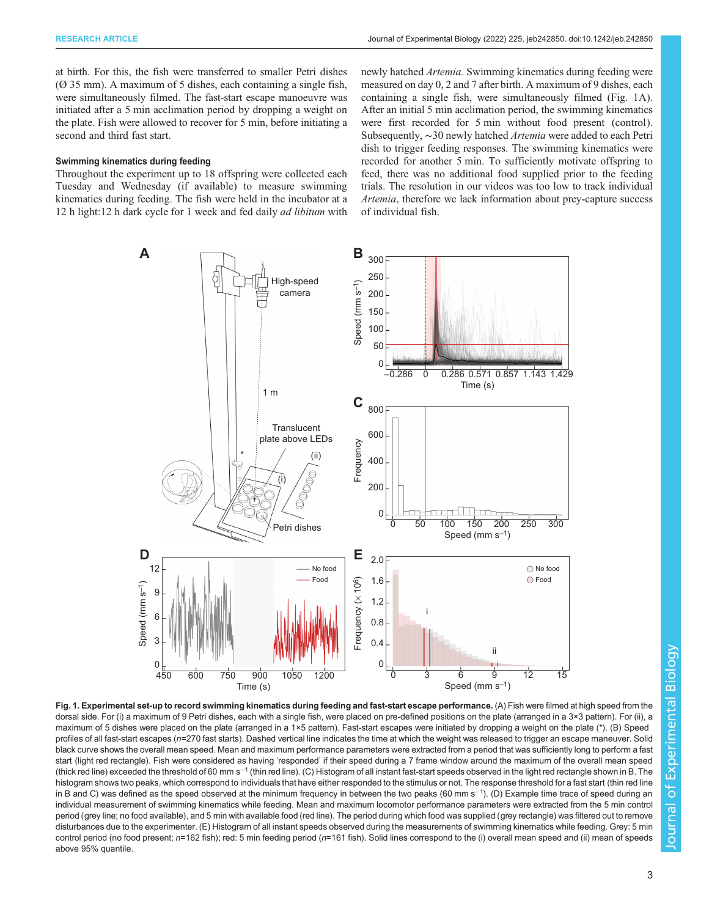at birth. For this, the fish were transferred to smaller Petri dishes (Ø 35 mm). A maximum of 5 dishes, each containing a single fish, were simultaneously filmed. The fast-start escape manoeuvre was initiated after a 5 min acclimation period by dropping a weight on the plate. Fish were allowed to recover for 5 min, before initiating a second and third fast start.

### Swimming kinematics during feeding

Throughout the experiment up to 18 offspring were collected each Tuesday and Wednesday (if available) to measure swimming kinematics during feeding. The fish were held in the incubator at a 12 h light:12 h dark cycle for 1 week and fed daily *ad libitum* with newly hatched *Artemia.* Swimming kinematics during feeding were measured on day 0, 2 and 7 after birth. A maximum of 9 dishes, each containing a single fish, were simultaneously filmed (Fig. 1A). After an initial 5 min acclimation period, the swimming kinematics were first recorded for 5 min without food present (control). Subsequently, ∼30 newly hatched *Artemia* were added to each Petri dish to trigger feeding responses. The swimming kinematics were recorded for another 5 min. To sufficiently motivate offspring to feed, there was no additional food supplied prior to the feeding trials. The resolution in our videos was too low to track individual *Artemia*, therefore we lack information about prey-capture success of individual fish.

**Fig. 1. Experimental set-up to record swimming kinematics during feeding and fast-start escape performance.** (A) Fish were filmed at high speed from the dorsal side. For (i) a maximum of 9 Petri dishes, each with a single fish, were placed on pre-defined positions on the plate (arranged in a 3×3 pattern). For (ii), a maximum of 5 dishes were placed on the plate (arranged in a 1×5 pattern). Fast-start escapes were initiated by dropping a weight on the plate (*). (B) Speed profiles of all fast-start escapes (*n*=270 fast starts). Dashed vertical line indicates the time at which the weight was released to trigger an escape maneuver. Solid black curve shows the overall mean speed. Mean and maximum performance parameters were extracted from a period that was sufficiently long to perform a fast start (light red rectangle). Fish were considered as having 'responded' if their speed during a 7 frame window around the maximum of the overall mean speed (thick red line) exceeded the threshold of 60 mm s$^{-1}$ (thin red line). (C) Histogram of all instant fast-start speeds observed in the light red rectangle shown in B. The histogram shows two peaks, which correspond to individuals that have either responded to the stimulus or not. The response threshold for a fast start (thin red line in B and C) was defined as the speed observed at the minimum frequency in between the two peaks (60 mm s$^{-1}$). (D) Example time trace of speed during an individual measurement of swimming kinematics while feeding. Mean and maximum locomotor performance parameters were extracted from the 5 min control period (grey line; no food available), and 5 min with available food (red line). The period during which food was supplied (grey rectangle) was filtered out to remove disturbances due to the experimenter. (E) Histogram of all instant speeds observed during the measurements of swimming kinematics while feeding. Grey: 5 min control period (no food present; *n*=162 fish); red: 5 min feeding period (*n*=161 fish). Solid lines correspond to the (i) overall mean speed and (ii) mean of speeds above 95% quantile.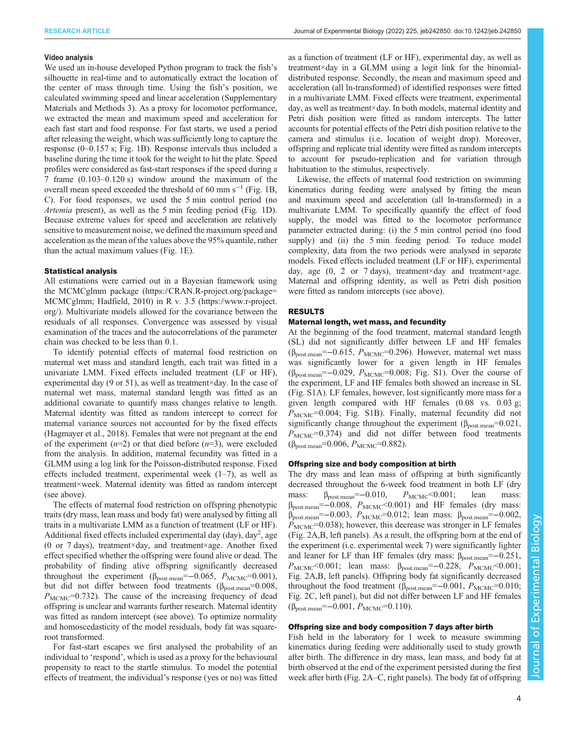#### Video analysis

We used an in-house developed Python program to track the fish's silhouette in real-time and to automatically extract the location of the center of mass through time. Using the fish's position, we calculated swimming speed and linear acceleration (Supplementary Materials and Methods 3). As a proxy for locomotor performance, we extracted the mean and maximum speed and acceleration for each fast start and food response. For fast starts, we used a period after releasing the weight, which was sufficiently long to capture the response (0–0.157 s; Fig. 1B). Response intervals thus included a baseline during the time it took for the weight to hit the plate. Speed profiles were considered as fast-start responses if the speed during a 7 frame (0.103–0.120 s) window around the maximum of the overall mean speed exceeded the threshold of 60 mm $s^{-1}$ (Fig. 1B, C). For food responses, we used the 5 min control period (no *Artemia* present), as well as the 5 min feeding period (Fig. 1D). Because extreme values for speed and acceleration are relatively sensitive to measurement noise, we defined the maximum speed and acceleration as the mean of the values above the 95% quantile, rather than the actual maximum values (Fig. 1E).

#### Statistical analysis

All estimations were carried out in a Bayesian framework using the MCMCglmm package (https://CRAN.R-project.org/package=MCMCglmm; Hadfield, 2010) in R v. 3.5 (https://www.r-project.org/). Multivariate models allowed for the covariance between the residuals of all responses. Convergence was assessed by visual examination of the traces and the autocorrelations of the parameter chain was checked to be less than 0.1.

To identify potential effects of maternal food restriction on maternal wet mass and standard length, each trait was fitted in a univariate LMM. Fixed effects included treatment (LF or HF), experimental day (9 or 51), as well as treatment×day. In the case of maternal wet mass, maternal standard length was fitted as an additional covariate to quantify mass changes relative to length. Maternal identity was fitted as random intercept to correct for maternal variance sources not accounted for by the fixed effects (Hagmayer et al., 2018). Females that were not pregnant at the end of the experiment ($n$=2) or that died before ($n$=3), were excluded from the analysis. In addition, maternal fecundity was fitted in a GLMM using a log link for the Poisson-distributed response. Fixed effects included treatment, experimental week (1–7), as well as treatment×week. Maternal identity was fitted as random intercept (see above).

The effects of maternal food restriction on offspring phenotypic traits (dry mass, lean mass and body fat) were analysed by fitting all traits in a multivariate LMM as a function of treatment (LF or HF). Additional fixed effects included experimental day (day), day$^2$, age (0 or 7 days), treatment×day, and treatment×age. Another fixed effect specified whether the offspring were found alive or dead. The probability of finding alive offspring significantly decreased throughout the experiment ($\beta_{post.mean}$=−0.065, $P_{MCMC}$=0.001), but did not differ between food treatments ($\beta_{post.mean}$=0.008, $P_{MCMC}$=0.732). The cause of the increasing frequency of dead offspring is unclear and warrants further research. Maternal identity was fitted as random intercept (see above). To optimize normality and homoscedasticity of the model residuals, body fat was square-root transformed.

For fast-start escapes we first analysed the probability of an individual to 'respond', which is used as a proxy for the behavioural propensity to react to the startle stimulus. To model the potential effects of treatment, the individual's response (yes or no) was fitted as a function of treatment (LF or HF), experimental day, as well as treatment×day in a GLMM using a logit link for the binomial-distributed response. Secondly, the mean and maximum speed and acceleration (all ln-transformed) of identified responses were fitted in a multivariate LMM. Fixed effects were treatment, experimental day, as well as treatment×day. In both models, maternal identity and Petri dish position were fitted as random intercepts. The latter accounts for potential effects of the Petri dish position relative to the camera and stimulus (i.e. location of weight drop). Moreover, offspring and replicate trial identity were fitted as random intercepts to account for pseudo-replication and for variation through habituation to the stimulus, respectively.

Likewise, the effects of maternal food restriction on swimming kinematics during feeding were analysed by fitting the mean and maximum speed and acceleration (all ln-transformed) in a multivariate LMM. To specifically quantify the effect of food supply, the model was fitted to the locomotor performance parameter extracted during: (i) the 5 min control period (no food supply) and (ii) the 5 min feeding period. To reduce model complexity, data from the two periods were analysed in separate models. Fixed effects included treatment (LF or HF), experimental day, age (0, 2 or 7 days), treatment×day and treatment×age. Maternal and offspring identity, as well as Petri dish position were fitted as random intercepts (see above).

## RESULTS

#### Maternal length, wet mass, and fecundity

At the beginning of the food treatment, maternal standard length (SL) did not significantly differ between LF and HF females ($\beta_{post.mean}$=−0.615, $P_{MCMC}$=0.296). However, maternal wet mass was significantly lower for a given length in HF females ($\beta_{post.mean}$=−0.029, $P_{MCMC}$=0.008; Fig. S1). Over the course of the experiment, LF and HF females both showed an increase in SL (Fig. S1A). LF females, however, lost significantly more mass for a given length compared with HF females (0.08 vs. 0.03 g; $P_{MCMC}$=0.004; Fig. S1B). Finally, maternal fecundity did not significantly change throughout the experiment ($\beta_{post.mean}$=0.021, $P_{MCMC}$=0.374) and did not differ between food treatments ($\beta_{post.mean}$=0.006, $P_{MCMC}$=0.882).

#### Offspring size and body composition at birth

The dry mass and lean mass of offspring at birth significantly decreased throughout the 6-week food treatment in both LF (dry mass: $\beta_{post.mean}$=−0.010, $P_{MCMC}$<0.001; lean mass: $\beta_{post.mean}$=−0.008, $P_{MCMC}$<0.001) and HF females (dry mass: $\beta_{post.mean}$=−0.003, $P_{MCMC}$=0.012; lean mass: $\beta_{post.mean}$=−0.002, $P_{MCMC}$=0.038); however, this decrease was stronger in LF females (Fig. 2A,B, left panels). As a result, the offspring born at the end of the experiment (i.e. experimental week 7) were significantly lighter and leaner for LF than HF females (dry mass: $\beta_{post.mean}$=−0.251, $P_{MCMC}$<0.001; lean mass: $\beta_{post.mean}$=−0.228, $P_{MCMC}$<0.001; Fig. 2A,B, left panels). Offspring body fat significantly decreased throughout the food treatment ($\beta_{post.mean}$=−0.001, $P_{MCMC}$=0.010; Fig. 2C, left panel), but did not differ between LF and HF females ($\beta_{post.mean}$=−0.001, $P_{MCMC}$=0.110).

#### Offspring size and body composition 7 days after birth

Fish held in the laboratory for 1 week to measure swimming kinematics during feeding were additionally used to study growth after birth. The difference in dry mass, lean mass, and body fat at birth observed at the end of the experiment persisted during the first week after birth (Fig. 2A–C, right panels). The body fat of offspring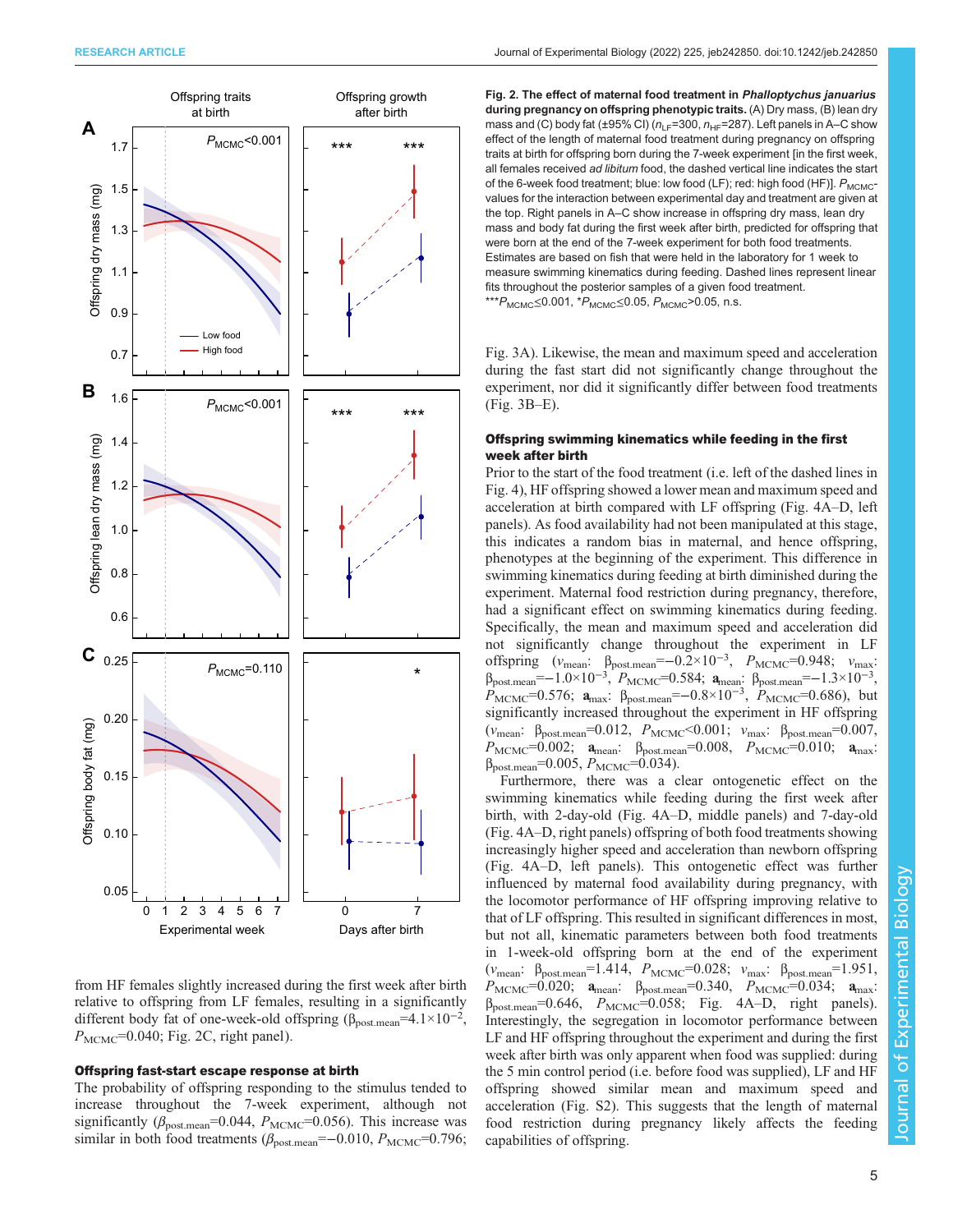**Fig. 2. The effect of maternal food treatment in *Phalloptychus januarius* during pregnancy on offspring phenotypic traits.** (A) Dry mass, (B) lean dry mass and (C) body fat (±95% CI) ($n_{LF}$=300, $n_{HF}$=287). Left panels in A–C show effect of the length of maternal food treatment during pregnancy on offspring traits at birth for offspring born during the 7-week experiment [in the first week, all females received *ad libitum* food, the dashed vertical line indicates the start of the 6-week food treatment; blue: low food (LF); red: high food (HF)]. $P_{MCMC}$-values for the interaction between experimental day and treatment are given at the top. Right panels in A–C show increase in offspring dry mass, lean dry mass and body fat during the first week after birth, predicted for offspring that were born at the end of the 7-week experiment for both food treatments. Estimates are based on fish that were held in the laboratory for 1 week to measure swimming kinematics during feeding. Dashed lines represent linear fits throughout the posterior samples of a given food treatment. ***$P_{MCMC}$≤0.001, *$P_{MCMC}$≤0.05, $P_{MCMC}$>0.05, n.s.

from HF females slightly increased during the first week after birth relative to offspring from LF females, resulting in a significantly different body fat of one-week-old offspring ($\beta_{post.mean}$=4.1×10$^{-2}$, $P_{MCMC}$=0.040; Fig. 2C, right panel).

### Offspring fast-start escape response at birth

The probability of offspring responding to the stimulus tended to increase throughout the 7-week experiment, although not significantly ($\beta_{post.mean}$=0.044, $P_{MCMC}$=0.056). This increase was similar in both food treatments ($\beta_{post.mean}$=−0.010, $P_{MCMC}$=0.796; Fig. 3A). Likewise, the mean and maximum speed and acceleration during the fast start did not significantly change throughout the experiment, nor did it significantly differ between food treatments (Fig. 3B–E).

### Offspring swimming kinematics while feeding in the first week after birth

Prior to the start of the food treatment (i.e. left of the dashed lines in Fig. 4), HF offspring showed a lower mean and maximum speed and acceleration at birth compared with LF offspring (Fig. 4A–D, left panels). As food availability had not been manipulated at this stage, this indicates a random bias in maternal, and hence offspring, phenotypes at the beginning of the experiment. This difference in swimming kinematics during feeding at birth diminished during the experiment. Maternal food restriction during pregnancy, therefore, had a significant effect on swimming kinematics during feeding. Specifically, the mean and maximum speed and acceleration did not significantly change throughout the experiment in LF offspring ($v_{mean}$: $\beta_{post.mean}$=−0.2×10$^{-3}$, $P_{MCMC}$=0.948; $v_{max}$: $\beta_{post.mean}$=−1.0×10$^{-3}$, $P_{MCMC}$=0.584; $\mathbf{a}_{mean}$: $\beta_{post.mean}$=−1.3×10$^{-3}$, $P_{MCMC}$=0.576; $\mathbf{a}_{max}$: $\beta_{post.mean}$=−0.8×10$^{-3}$, $P_{MCMC}$=0.686), but significantly increased throughout the experiment in HF offspring ($v_{mean}$: $\beta_{post.mean}$=0.012, $P_{MCMC}$<0.001; $v_{max}$: $\beta_{post.mean}$=0.007, $P_{MCMC}$=0.002; $\mathbf{a}_{mean}$: $\beta_{post.mean}$=0.008, $P_{MCMC}$=0.010; $\mathbf{a}_{max}$: $\beta_{post.mean}$=0.005, $P_{MCMC}$=0.034).

Furthermore, there was a clear ontogenetic effect on the swimming kinematics while feeding during the first week after birth, with 2-day-old (Fig. 4A–D, middle panels) and 7-day-old (Fig. 4A–D, right panels) offspring of both food treatments showing increasingly higher speed and acceleration than newborn offspring (Fig. 4A–D, left panels). This ontogenetic effect was further influenced by maternal food availability during pregnancy, with the locomotor performance of HF offspring improving relative to that of LF offspring. This resulted in significant differences in most, but not all, kinematic parameters between both food treatments in 1-week-old offspring born at the end of the experiment ($v_{mean}$: $\beta_{post.mean}$=1.414, $P_{MCMC}$=0.028; $v_{max}$: $\beta_{post.mean}$=1.951, $P_{MCMC}$=0.020; $\mathbf{a}_{mean}$: $\beta_{post.mean}$=0.340, $P_{MCMC}$=0.034; $\mathbf{a}_{max}$: $\beta_{post.mean}$=0.646, $P_{MCMC}$=0.058; Fig. 4A–D, right panels). Interestingly, the segregation in locomotor performance between LF and HF offspring throughout the experiment and during the first week after birth was only apparent when food was supplied: during the 5 min control period (i.e. before food was supplied), LF and HF offspring showed similar mean and maximum speed and acceleration (Fig. S2). This suggests that the length of maternal food restriction during pregnancy likely affects the feeding capabilities of offspring.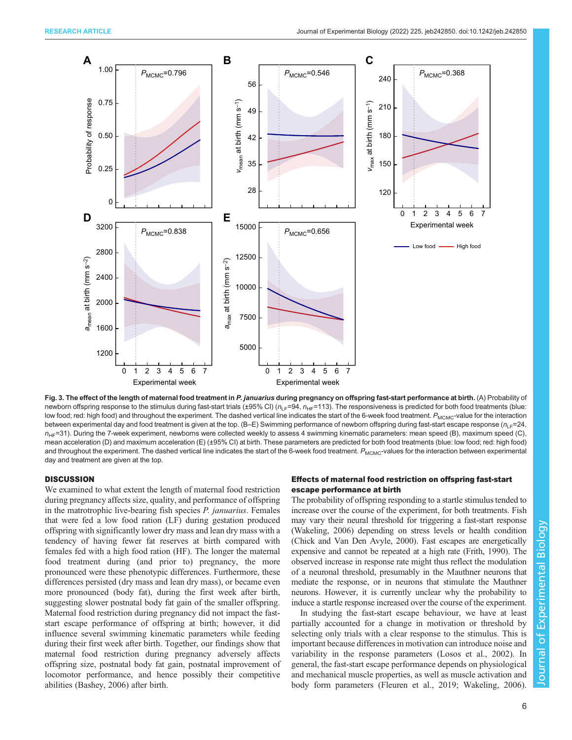**Fig. 3. The effect of the length of maternal food treatment in *P. januarius* during pregnancy on offspring fast-start performance at birth.** (A) Probability of newborn offspring response to the stimulus during fast-start trials (±95% CI) ($n_{LF}$=94, $n_{HF}$=113). The responsiveness is predicted for both food treatments (blue: low food; red: high food) and throughout the experiment. The dashed vertical line indicates the start of the 6-week food treatment. $P_{MCMC}$-value for the interaction between experimental day and food treatment is given at the top. (B–E) Swimming performance of newborn offspring during fast-start escape response ($n_{LF}$=24, $n_{HF}$=31). During the 7-week experiment, newborns were collected weekly to assess 4 swimming kinematic parameters: mean speed (B), maximum speed (C), mean acceleration (D) and maximum acceleration (E) (±95% CI) at birth. These parameters are predicted for both food treatments (blue: low food; red: high food) and throughout the experiment. The dashed vertical line indicates the start of the 6-week food treatment. $P_{MCMC}$-values for the interaction between experimental day and treatment are given at the top.

## DISCUSSION

We examined to what extent the length of maternal food restriction during pregnancy affects size, quality, and performance of offspring in the matrotrophic live-bearing fish species *P. januarius*. Females that were fed a low food ration (LF) during gestation produced offspring with significantly lower dry mass and lean dry mass with a tendency of having fewer fat reserves at birth compared with females fed with a high food ration (HF). The longer the maternal food treatment during (and prior to) pregnancy, the more pronounced were these phenotypic differences. Furthermore, these differences persisted (dry mass and lean dry mass), or became even more pronounced (body fat), during the first week after birth, suggesting slower postnatal body fat gain of the smaller offspring. Maternal food restriction during pregnancy did not impact the fast-start escape performance of offspring at birth; however, it did influence several swimming kinematic parameters while feeding during their first week after birth. Together, our findings show that maternal food restriction during pregnancy adversely affects offspring size, postnatal body fat gain, postnatal improvement of locomotor performance, and hence possibly their competitive abilities (Bashey, 2006) after birth.

### Effects of maternal food restriction on offspring fast-start escape performance at birth

The probability of offspring responding to a startle stimulus tended to increase over the course of the experiment, for both treatments. Fish may vary their neural threshold for triggering a fast-start response (Wakeling, 2006) depending on stress levels or health condition (Chick and Van Den Avyle, 2000). Fast escapes are energetically expensive and cannot be repeated at a high rate (Frith, 1990). The observed increase in response rate might thus reflect the modulation of a neuronal threshold, presumably in the Mauthner neurons that mediate the response, or in neurons that stimulate the Mauthner neurons. However, it is currently unclear why the probability to induce a startle response increased over the course of the experiment.

In studying the fast-start escape behaviour, we have at least partially accounted for a change in motivation or threshold by selecting only trials with a clear response to the stimulus. This is important because differences in motivation can introduce noise and variability in the response parameters (Losos et al., 2002). In general, the fast-start escape performance depends on physiological and mechanical muscle properties, as well as muscle activation and body form parameters (Fleuren et al., 2019; Wakeling, 2006).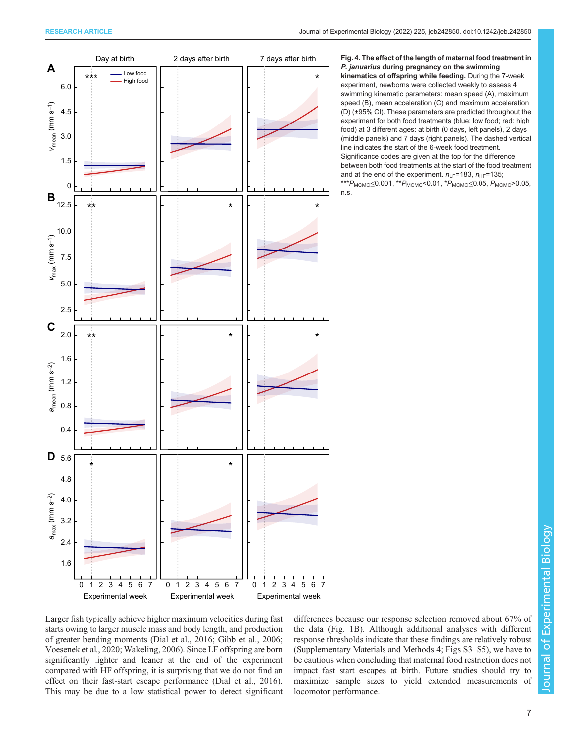**Fig. 4. The effect of the length of maternal food treatment in *P. januarius* during pregnancy on the swimming kinematics of offspring while feeding.** During the 7-week experiment, newborns were collected weekly to assess 4 swimming kinematic parameters: mean speed (A), maximum speed (B), mean acceleration (C) and maximum acceleration (D) (±95% CI). These parameters are predicted throughout the experiment for both food treatments (blue: low food; red: high food) at 3 different ages: at birth (0 days, left panels), 2 days (middle panels) and 7 days (right panels). The dashed vertical line indicates the start of the 6-week food treatment. Significance codes are given at the top for the difference between both food treatments at the start of the food treatment and at the end of the experiment. $n_{LF}$=183, $n_{HF}$=135; ***$P_{MCMC}$≤0.001, **$P_{MCMC}$<0.01, *$P_{MCMC}$≤0.05, $P_{MCMC}$>0.05, n.s.

Larger fish typically achieve higher maximum velocities during fast starts owing to larger muscle mass and body length, and production of greater bending moments (Dial et al., 2016; Gibb et al., 2006; Voesenek et al., 2020; Wakeling, 2006). Since LF offspring are born significantly lighter and leaner at the end of the experiment compared with HF offspring, it is surprising that we do not find an effect on their fast-start escape performance (Dial et al., 2016). This may be due to a low statistical power to detect significant differences because our response selection removed about 67% of the data (Fig. 1B). Although additional analyses with different response thresholds indicate that these findings are relatively robust (Supplementary Materials and Methods 4; Figs S3–S5), we have to be cautious when concluding that maternal food restriction does not impact fast start escapes at birth. Future studies should try to maximize sample sizes to yield extended measurements of locomotor performance.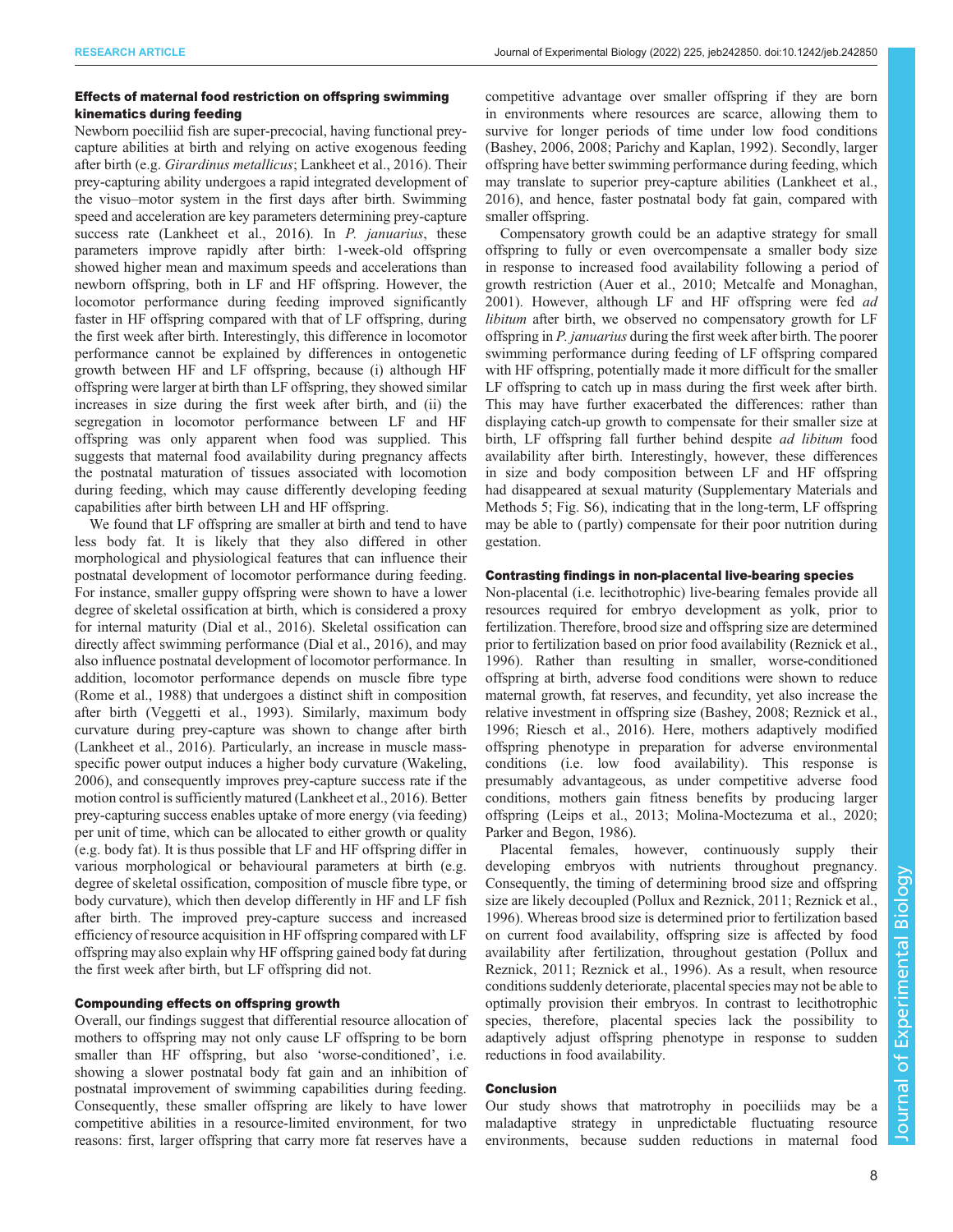### Effects of maternal food restriction on offspring swimming kinematics during feeding

Newborn poeciliid fish are super-precocial, having functional prey-capture abilities at birth and relying on active exogenous feeding after birth (e.g. *Girardinus metallicus*; Lankheet et al., 2016). Their prey-capturing ability undergoes a rapid integrated development of the visuo–motor system in the first days after birth. Swimming speed and acceleration are key parameters determining prey-capture success rate (Lankheet et al., 2016). In *P. januarius*, these parameters improve rapidly after birth: 1-week-old offspring showed higher mean and maximum speeds and accelerations than newborn offspring, both in LF and HF offspring. However, the locomotor performance during feeding improved significantly faster in HF offspring compared with that of LF offspring, during the first week after birth. Interestingly, this difference in locomotor performance cannot be explained by differences in ontogenetic growth between HF and LF offspring, because (i) although HF offspring were larger at birth than LF offspring, they showed similar increases in size during the first week after birth, and (ii) the segregation in locomotor performance between LF and HF offspring was only apparent when food was supplied. This suggests that maternal food availability during pregnancy affects the postnatal maturation of tissues associated with locomotion during feeding, which may cause differently developing feeding capabilities after birth between LH and HF offspring.

We found that LF offspring are smaller at birth and tend to have less body fat. It is likely that they also differed in other morphological and physiological features that can influence their postnatal development of locomotor performance during feeding. For instance, smaller guppy offspring were shown to have a lower degree of skeletal ossification at birth, which is considered a proxy for internal maturity (Dial et al., 2016). Skeletal ossification can directly affect swimming performance (Dial et al., 2016), and may also influence postnatal development of locomotor performance. In addition, locomotor performance depends on muscle fibre type (Rome et al., 1988) that undergoes a distinct shift in composition after birth (Veggetti et al., 1993). Similarly, maximum body curvature during prey-capture was shown to change after birth (Lankheet et al., 2016). Particularly, an increase in muscle mass-specific power output induces a higher body curvature (Wakeling, 2006), and consequently improves prey-capture success rate if the motion control is sufficiently matured (Lankheet et al., 2016). Better prey-capturing success enables uptake of more energy (via feeding) per unit of time, which can be allocated to either growth or quality (e.g. body fat). It is thus possible that LF and HF offspring differ in various morphological or behavioural parameters at birth (e.g. degree of skeletal ossification, composition of muscle fibre type, or body curvature), which then develop differently in HF and LF fish after birth. The improved prey-capture success and increased efficiency of resource acquisition in HF offspring compared with LF offspring may also explain why HF offspring gained body fat during the first week after birth, but LF offspring did not.

### Compounding effects on offspring growth

Overall, our findings suggest that differential resource allocation of mothers to offspring may not only cause LF offspring to be born smaller than HF offspring, but also 'worse-conditioned', i.e. showing a slower postnatal body fat gain and an inhibition of postnatal improvement of swimming capabilities during feeding. Consequently, these smaller offspring are likely to have lower competitive abilities in a resource-limited environment, for two reasons: first, larger offspring that carry more fat reserves have a competitive advantage over smaller offspring if they are born in environments where resources are scarce, allowing them to survive for longer periods of time under low food conditions (Bashey, 2006, 2008; Parichy and Kaplan, 1992). Secondly, larger offspring have better swimming performance during feeding, which may translate to superior prey-capture abilities (Lankheet et al., 2016), and hence, faster postnatal body fat gain, compared with smaller offspring.

Compensatory growth could be an adaptive strategy for small offspring to fully or even overcompensate a smaller body size in response to increased food availability following a period of growth restriction (Auer et al., 2010; Metcalfe and Monaghan, 2001). However, although LF and HF offspring were fed *ad libitum* after birth, we observed no compensatory growth for LF offspring in *P. januarius* during the first week after birth. The poorer swimming performance during feeding of LF offspring compared with HF offspring, potentially made it more difficult for the smaller LF offspring to catch up in mass during the first week after birth. This may have further exacerbated the differences: rather than displaying catch-up growth to compensate for their smaller size at birth, LF offspring fall further behind despite *ad libitum* food availability after birth. Interestingly, however, these differences in size and body composition between LF and HF offspring had disappeared at sexual maturity (Supplementary Materials and Methods 5; Fig. S6), indicating that in the long-term, LF offspring may be able to (partly) compensate for their poor nutrition during gestation.

### Contrasting findings in non-placental live-bearing species

Non-placental (i.e. lecithotrophic) live-bearing females provide all resources required for embryo development as yolk, prior to fertilization. Therefore, brood size and offspring size are determined prior to fertilization based on prior food availability (Reznick et al., 1996). Rather than resulting in smaller, worse-conditioned offspring at birth, adverse food conditions were shown to reduce maternal growth, fat reserves, and fecundity, yet also increase the relative investment in offspring size (Bashey, 2008; Reznick et al., 1996; Riesch et al., 2016). Here, mothers adaptively modified offspring phenotype in preparation for adverse environmental conditions (i.e. low food availability). This response is presumably advantageous, as under competitive adverse food conditions, mothers gain fitness benefits by producing larger offspring (Leips et al., 2013; Molina-Moctezuma et al., 2020; Parker and Begon, 1986).

Placental females, however, continuously supply their developing embryos with nutrients throughout pregnancy. Consequently, the timing of determining brood size and offspring size are likely decoupled (Pollux and Reznick, 2011; Reznick et al., 1996). Whereas brood size is determined prior to fertilization based on current food availability, offspring size is affected by food availability after fertilization, throughout gestation (Pollux and Reznick, 2011; Reznick et al., 1996). As a result, when resource conditions suddenly deteriorate, placental species may not be able to optimally provision their embryos. In contrast to lecithotrophic species, therefore, placental species lack the possibility to adaptively adjust offspring phenotype in response to sudden reductions in food availability.

### Conclusion

Our study shows that matrotrophy in poeciliids may be a maladaptive strategy in unpredictable fluctuating resource environments, because sudden reductions in maternal food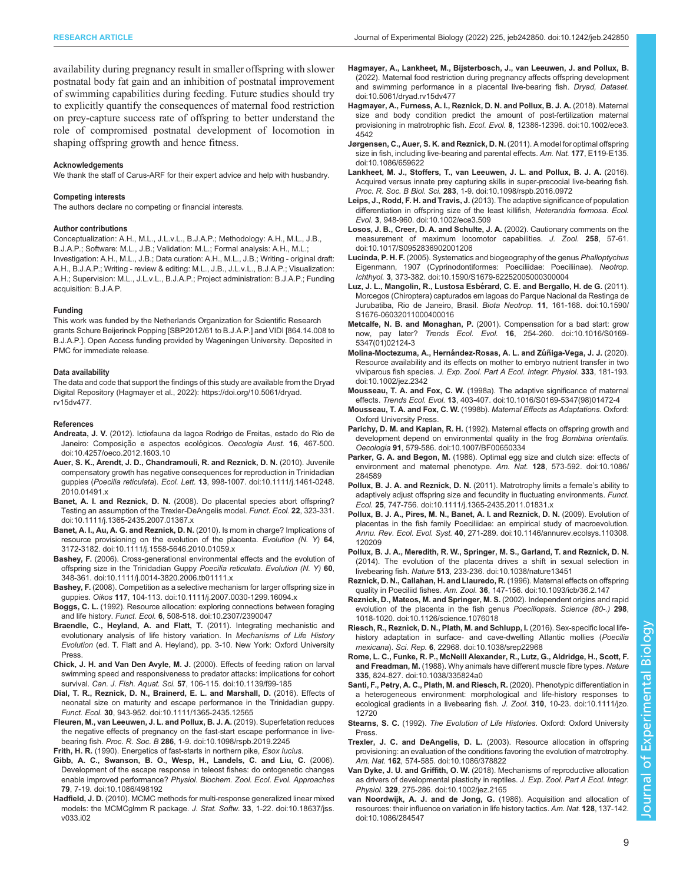availability during pregnancy result in smaller offspring with slower postnatal body fat gain and an inhibition of postnatal improvement of swimming capabilities during feeding. Future studies should try to explicitly quantify the consequences of maternal food restriction on prey-capture success rate of offspring to better understand the role of compromised postnatal development of locomotion in shaping offspring growth and hence fitness.

#### Acknowledgements

We thank the staff of Carus-ARF for their expert advice and help with husbandry.

#### Competing interests

The authors declare no competing or financial interests.

#### Author contributions

Conceptualization: A.H., M.L., J.L.v.L., B.J.A.P.; Methodology: A.H., M.L., J.B., B.J.A.P.; Software: M.L., J.B.; Validation: M.L.; Formal analysis: A.H., M.L.; Investigation: A.H., M.L., J.B.; Data curation: A.H., M.L., J.B.; Writing - original draft: A.H., B.J.A.P.; Writing - review & editing: M.L., J.B., J.L.v.L., B.J.A.P.; Visualization: A.H.; Supervision: M.L., J.L.v.L., B.J.A.P.; Project administration: B.J.A.P.; Funding acquisition: B.J.A.P.

#### Funding

This work was funded by the Netherlands Organization for Scientific Research grants Schure Beijerinck Popping [SBP2012/61 to B.J.A.P.] and VIDI [864.14.008 to B.J.A.P.]. Open Access funding provided by Wageningen University. Deposited in PMC for immediate release.

#### Data availability

The data and code that support the findings of this study are available from the Dryad Digital Repository (Hagmayer et al., 2022): https://doi.org/10.5061/dryad.rv15dv477.

#### References

**Andreata, J. V.** (2012). Ictiofauna da lagoa Rodrigo de Freitas, estado do Rio de Janeiro: Composição e aspectos ecológicos. *Oecologia Aust.* **16**, 467-500. doi:10.4257/oeco.2012.1603.10

**Auer, S. K., Arendt, J. D., Chandramouli, R. and Reznick, D. N.** (2010). Juvenile compensatory growth has negative consequences for reproduction in Trinidadian guppies (*Poecilia reticulata*). *Ecol. Lett.* **13**, 998-1007. doi:10.1111/j.1461-0248.2010.01491.x

**Banet, A. I. and Reznick, D. N.** (2008). Do placental species abort offspring? Testing an assumption of the Trexler-DeAngelis model. *Funct. Ecol.* **22**, 323-331. doi:10.1111/j.1365-2435.2007.01367.x

**Banet, A. I., Au, A. G. and Reznick, D. N.** (2010). Is mom in charge? Implications of resource provisioning on the evolution of the placenta. *Evolution (N. Y)* **64**, 3172-3182. doi:10.1111/j.1558-5646.2010.01059.x

**Bashey, F.** (2006). Cross-generational environmental effects and the evolution of offspring size in the Trinidadian Guppy *Poecilia reticulata*. *Evolution (N. Y)* **60**, 348-361. doi:10.1111/j.0014-3820.2006.tb01111.x

**Bashey, F.** (2008). Competition as a selective mechanism for larger offspring size in guppies. *Oikos* **117**, 104-113. doi:10.1111/j.2007.0030-1299.16094.x

**Boggs, C. L.** (1992). Resource allocation: exploring connections between foraging and life history. *Funct. Ecol.* **6**, 508-518. doi:10.2307/2390047

**Braendle, C., Heyland, A. and Flatt, T.** (2011). Integrating mechanistic and evolutionary analysis of life history variation. In *Mechanisms of Life History Evolution* (ed. T. Flatt and A. Heyland), pp. 3-10. New York: Oxford University Press.

**Chick, J. H. and Van Den Avyle, M. J.** (2000). Effects of feeding ration on larval swimming speed and responsiveness to predator attacks: implications for cohort survival. *Can. J. Fish. Aquat. Sci.* **57**, 106-115. doi:10.1139/f99-185

**Dial, T. R., Reznick, D. N., Brainerd, E. L. and Marshall, D.** (2016). Effects of neonatal size on maturity and escape performance in the Trinidadian guppy. *Funct. Ecol.* **30**, 943-952. doi:10.1111/1365-2435.12565

**Fleuren, M., van Leeuwen, J. L. and Pollux, B. J. A.** (2019). Superfetation reduces the negative effects of pregnancy on the fast-start escape performance in live-bearing fish. *Proc. R. Soc. B* **286**, 1-9. doi:10.1098/rspb.2019.2245

**Frith, H. R.** (1990). Energetics of fast-starts in northern pike, *Esox lucius*.

**Gibb, A. C., Swanson, B. O., Wesp, H., Landels, C. and Liu, C.** (2006). Development of the escape response in teleost fishes: do ontogenetic changes enable improved performance? *Physiol. Biochem. Zool. Ecol. Evol. Approaches* **79**, 7-19. doi:10.1086/498192

**Hadfield, J. D.** (2010). MCMC methods for multi-response generalized linear mixed models: the MCMCglmm R package. *J. Stat. Softw.* **33**, 1-22. doi:10.18637/jss.v033.i02

**Hagmayer, A., Lankheet, M., Bijsterbosch, J., van Leeuwen, J. and Pollux, B.** (2022). Maternal food restriction during pregnancy affects offspring development and swimming performance in a placental live-bearing fish. *Dryad, Dataset*. doi:10.5061/dryad.rv15dv477

**Hagmayer, A., Furness, A. I., Reznick, D. N. and Pollux, B. J. A.** (2018). Maternal size and body condition predict the amount of post-fertilization maternal provisioning in matrotrophic fish. *Ecol. Evol.* **8**, 12386-12396. doi:10.1002/ece3.4542

**Jørgensen, C., Auer, S. K. and Reznick, D. N.** (2011). A model for optimal offspring size in fish, including live-bearing and parental effects. *Am. Nat.* **177**, E119-E135. doi:10.1086/659622

**Lankheet, M. J., Stoffers, T., van Leeuwen, J. L. and Pollux, B. J. A.** (2016). Acquired versus innate prey capturing skills in super-precocial live-bearing fish. *Proc. R. Soc. B Biol. Sci.* **283**, 1-9. doi:10.1098/rspb.2016.0972

**Leips, J., Rodd, F. H. and Travis, J.** (2013). The adaptive significance of population differentiation in offspring size of the least killifish, *Heterandria formosa*. *Ecol. Evol.* **3**, 948-960. doi:10.1002/ece3.509

**Losos, J. B., Creer, D. A. and Schulte, J. A.** (2002). Cautionary comments on the measurement of maximum locomotor capabilities. *J. Zool.* **258**, 57-61. doi:10.1017/S0952836902001206

**Lucinda, P. H. F.** (2005). Systematics and biogeography of the genus *Phalloptychus* Eigenmann, 1907 (Cyprinodontiformes: Poeciliidae: Poeciliinae). *Neotrop. Ichthyol.* **3**, 373-382. doi:10.1590/S1679-62252005000300004

**Luz, J. L., Mangolin, R., Lustosa Esbérard, C. E. and Bergallo, H. de G.** (2011). Morcegos (Chiroptera) capturados em lagoas do Parque Nacional da Restinga de Jurubatiba, Rio de Janeiro, Brasil. *Biota Neotrop.* **11**, 161-168. doi:10.1590/S1676-06032011000400016

**Metcalfe, N. B. and Monaghan, P.** (2001). Compensation for a bad start: grow now, pay later? *Trends Ecol. Evol.* **16**, 254-260. doi:10.1016/S0169-5347(01)02124-3

**Molina-Moctezuma, A., Hernández-Rosas, A. L. and Zúñiga-Vega, J. J.** (2020). Resource availability and its effects on mother to embryo nutrient transfer in two viviparous fish species. *J. Exp. Zool. Part A Ecol. Integr. Physiol.* **333**, 181-193. doi:10.1002/jez.2342

**Mousseau, T. A. and Fox, C. W.** (1998a). The adaptive significance of maternal effects. *Trends Ecol. Evol.* **13**, 403-407. doi:10.1016/S0169-5347(98)01472-4

**Mousseau, T. A. and Fox, C. W.** (1998b). *Maternal Effects as Adaptations*. Oxford: Oxford University Press.

**Parichy, D. M. and Kaplan, R. H.** (1992). Maternal effects on offspring growth and development depend on environmental quality in the frog *Bombina orientalis*. *Oecologia* **91**, 579-586. doi:10.1007/BF00650334

**Parker, G. A. and Begon, M.** (1986). Optimal egg size and clutch size: effects of environment and maternal phenotype. *Am. Nat.* **128**, 573-592. doi:10.1086/284589

**Pollux, B. J. A. and Reznick, D. N.** (2011). Matrotrophy limits a female's ability to adaptively adjust offspring size and fecundity in fluctuating environments. *Funct. Ecol.* **25**, 747-756. doi:10.1111/j.1365-2435.2011.01831.x

**Pollux, B. J. A., Pires, M. N., Banet, A. I. and Reznick, D. N.** (2009). Evolution of placentas in the fish family Poeciliidae: an empirical study of macroevolution. *Annu. Rev. Ecol. Evol. Syst.* **40**, 271-289. doi:10.1146/annurev.ecolsys.110308.120209

**Pollux, B. J. A., Meredith, R. W., Springer, M. S., Garland, T. and Reznick, D. N.** (2014). The evolution of the placenta drives a shift in sexual selection in livebearing fish. *Nature* **513**, 233-236. doi:10.1038/nature13451

**Reznick, D. N., Callahan, H. and Llauredo, R.** (1996). Maternal effects on offspring quality in Poeciliid fishes. *Am. Zool.* **36**, 147-156. doi:10.1093/icb/36.2.147

**Reznick, D., Mateos, M. and Springer, M. S.** (2002). Independent origins and rapid evolution of the placenta in the fish genus *Poeciliopsis*. *Science (80-.)* **298**, 1018-1020. doi:10.1126/science.1076018

**Riesch, R., Reznick, D. N., Plath, M. and Schlupp, I.** (2016). Sex-specific local life-history adaptation in surface- and cave-dwelling Atlantic mollies (*Poecilia mexicana*). *Sci. Rep.* **6**, 22968. doi:10.1038/srep22968

**Rome, L. C., Funke, R. P., McNeill Alexander, R., Lutz, G., Aldridge, H., Scott, F. and Freadman, M.** (1988). Why animals have different muscle fibre types. *Nature* **335**, 824-827. doi:10.1038/335824a0

**Santi, F., Petry, A. C., Plath, M. and Riesch, R.** (2020). Phenotypic differentiation in a heterogeneous environment: morphological and life-history responses to ecological gradients in a livebearing fish. *J. Zool.* **310**, 10-23. doi:10.1111/jzo.12720

**Stearns, S. C.** (1992). *The Evolution of Life Histories*. Oxford: Oxford University Press.

**Trexler, J. C. and DeAngelis, D. L.** (2003). Resource allocation in offspring provisioning: an evaluation of the conditions favoring the evolution of matrotrophy. *Am. Nat.* **162**, 574-585. doi:10.1086/378822

**Van Dyke, J. U. and Griffith, O. W.** (2018). Mechanisms of reproductive allocation as drivers of developmental plasticity in reptiles. *J. Exp. Zool. Part A Ecol. Integr. Physiol.* **329**, 275-286. doi:10.1002/jez.2165

**van Noordwijk, A. J. and de Jong, G.** (1986). Acquisition and allocation of resources: their influence on variation in life history tactics. *Am. Nat.* **128**, 137-142. doi:10.1086/284547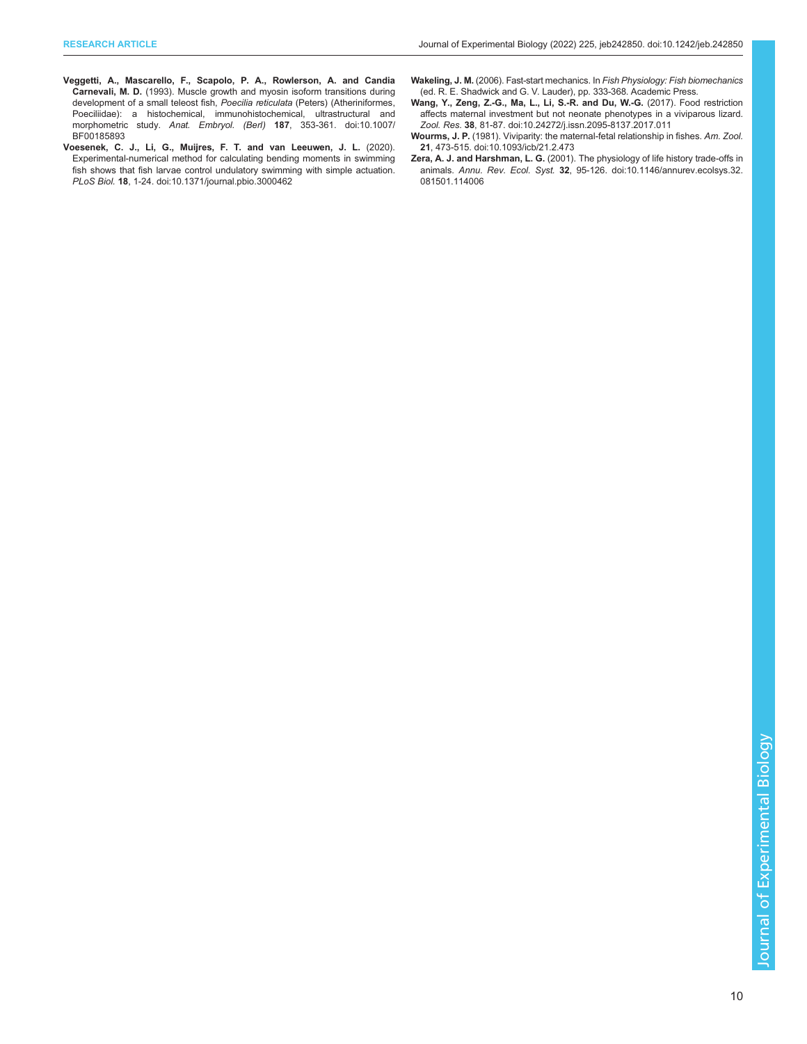**Veggetti, A., Mascarello, F., Scapolo, P. A., Rowlerson, A. and Candia Carnevali, M. D.** (1993). Muscle growth and myosin isoform transitions during development of a small teleost fish, *Poecilia reticulata* (Peters) (Atheriniformes, Poeciliidae): a histochemical, immunohistochemical, ultrastructural and morphometric study. *Anat. Embryol. (Berl)* **187**, 353-361. doi:10.1007/BF00185893

**Voesenek, C. J., Li, G., Muijres, F. T. and van Leeuwen, J. L.** (2020). Experimental-numerical method for calculating bending moments in swimming fish shows that fish larvae control undulatory swimming with simple actuation. *PLoS Biol.* **18**, 1-24. doi:10.1371/journal.pbio.3000462

**Wakeling, J. M.** (2006). Fast-start mechanics. In *Fish Physiology: Fish biomechanics* (ed. R. E. Shadwick and G. V. Lauder), pp. 333-368. Academic Press.

**Wang, Y., Zeng, Z.-G., Ma, L., Li, S.-R. and Du, W.-G.** (2017). Food restriction affects maternal investment but not neonate phenotypes in a viviparous lizard. *Zool. Res.* **38**, 81-87. doi:10.24272/j.issn.2095-8137.2017.011

**Wourms, J. P.** (1981). Viviparity: the maternal-fetal relationship in fishes. *Am. Zool.* **21**, 473-515. doi:10.1093/icb/21.2.473

**Zera, A. J. and Harshman, L. G.** (2001). The physiology of life history trade-offs in animals. *Annu. Rev. Ecol. Syst.* **32**, 95-126. doi:10.1146/annurev.ecolsys.32.081501.114006